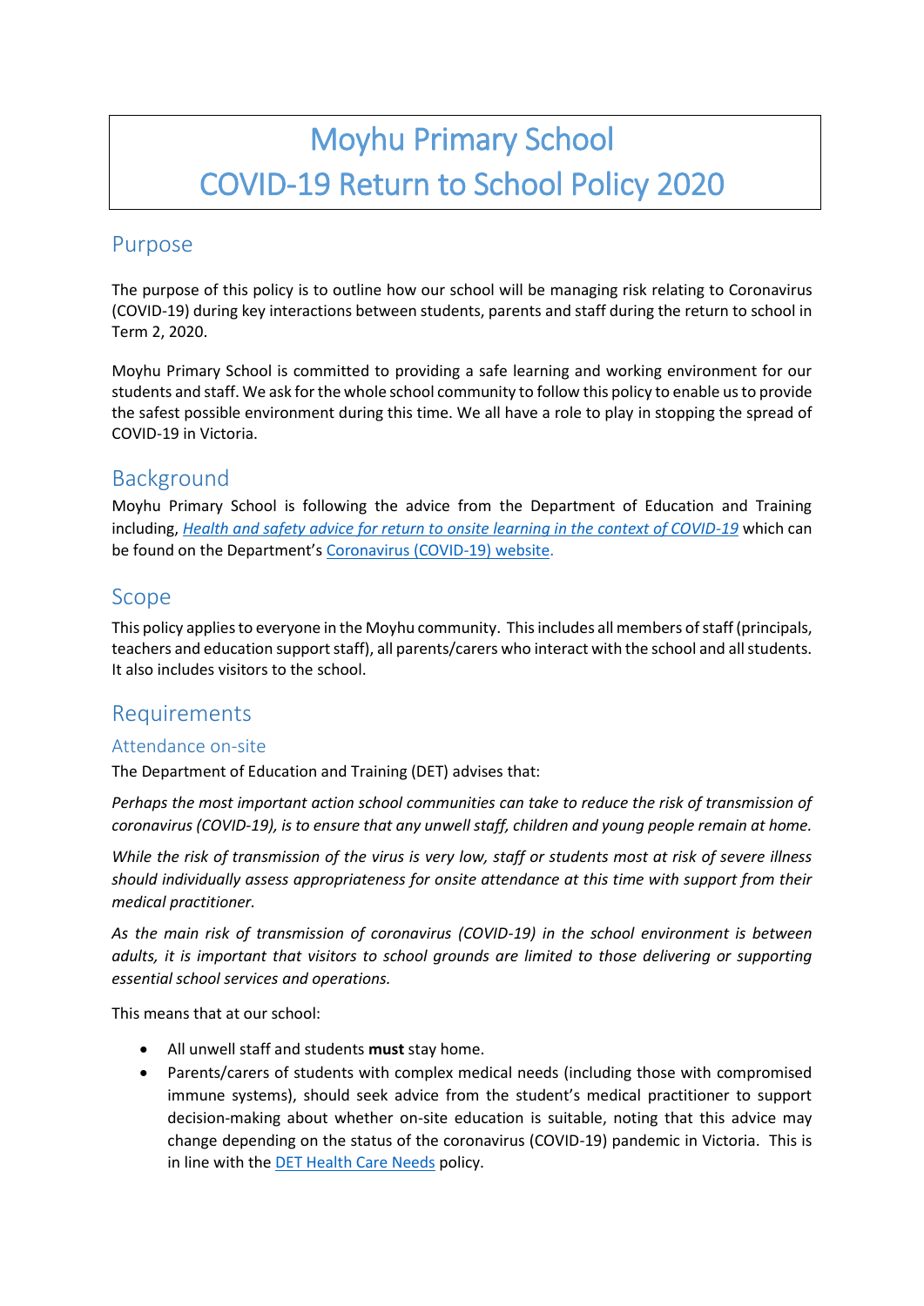# Moyhu Primary School
# COVID-19 Return to School Policy 2020

## Purpose

The purpose of this policy is to outline how our school will be managing risk relating to Coronavirus (COVID-19) during key interactions between students, parents and staff during the return to school in Term 2, 2020.

Moyhu Primary School is committed to providing a safe learning and working environment for our students and staff. We ask for the whole school community to follow this policy to enable us to provide the safest possible environment during this time. We all have a role to play in stopping the spread of COVID-19 in Victoria.

## Background

Moyhu Primary School is following the advice from the Department of Education and Training including, *Health and safety advice for return to onsite learning in the context of COVID-19* which can be found on the Department's Coronavirus (COVID-19) website.

## Scope

This policy applies to everyone in the Moyhu community. This includes all members of staff (principals, teachers and education support staff), all parents/carers who interact with the school and all students. It also includes visitors to the school.

## Requirements

### Attendance on-site

The Department of Education and Training (DET) advises that:

*Perhaps the most important action school communities can take to reduce the risk of transmission of coronavirus (COVID-19), is to ensure that any unwell staff, children and young people remain at home.*

*While the risk of transmission of the virus is very low, staff or students most at risk of severe illness should individually assess appropriateness for onsite attendance at this time with support from their medical practitioner.*

*As the main risk of transmission of coronavirus (COVID-19) in the school environment is between adults, it is important that visitors to school grounds are limited to those delivering or supporting essential school services and operations.*

This means that at our school:

- All unwell staff and students **must** stay home.
- Parents/carers of students with complex medical needs (including those with compromised immune systems), should seek advice from the student's medical practitioner to support decision-making about whether on-site education is suitable, noting that this advice may change depending on the status of the coronavirus (COVID-19) pandemic in Victoria. This is in line with the DET Health Care Needs policy.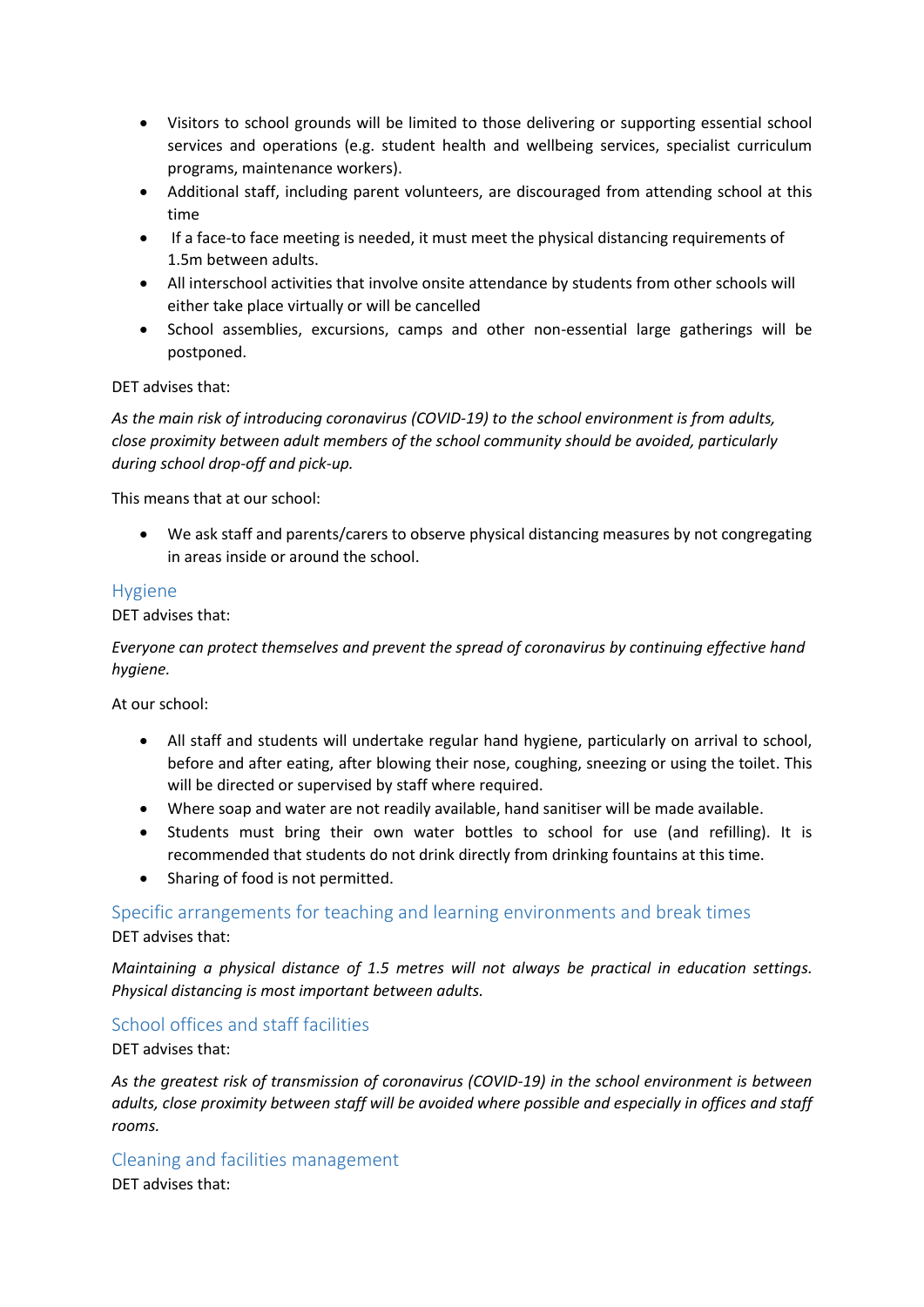- Visitors to school grounds will be limited to those delivering or supporting essential school services and operations (e.g. student health and wellbeing services, specialist curriculum programs, maintenance workers).
- Additional staff, including parent volunteers, are discouraged from attending school at this time
- If a face-to face meeting is needed, it must meet the physical distancing requirements of 1.5m between adults.
- All interschool activities that involve onsite attendance by students from other schools will either take place virtually or will be cancelled
- School assemblies, excursions, camps and other non-essential large gatherings will be postponed.

DET advises that:

*As the main risk of introducing coronavirus (COVID-19) to the school environment is from adults, close proximity between adult members of the school community should be avoided, particularly during school drop-off and pick-up.*

This means that at our school:

- We ask staff and parents/carers to observe physical distancing measures by not congregating in areas inside or around the school.

## Hygiene

DET advises that:

*Everyone can protect themselves and prevent the spread of coronavirus by continuing effective hand hygiene.*

At our school:

- All staff and students will undertake regular hand hygiene, particularly on arrival to school, before and after eating, after blowing their nose, coughing, sneezing or using the toilet. This will be directed or supervised by staff where required.
- Where soap and water are not readily available, hand sanitiser will be made available.
- Students must bring their own water bottles to school for use (and refilling). It is recommended that students do not drink directly from drinking fountains at this time.
- Sharing of food is not permitted.

## Specific arrangements for teaching and learning environments and break times

DET advises that:

*Maintaining a physical distance of 1.5 metres will not always be practical in education settings. Physical distancing is most important between adults.*

## School offices and staff facilities

DET advises that:

*As the greatest risk of transmission of coronavirus (COVID-19) in the school environment is between adults, close proximity between staff will be avoided where possible and especially in offices and staff rooms.*

## Cleaning and facilities management

DET advises that: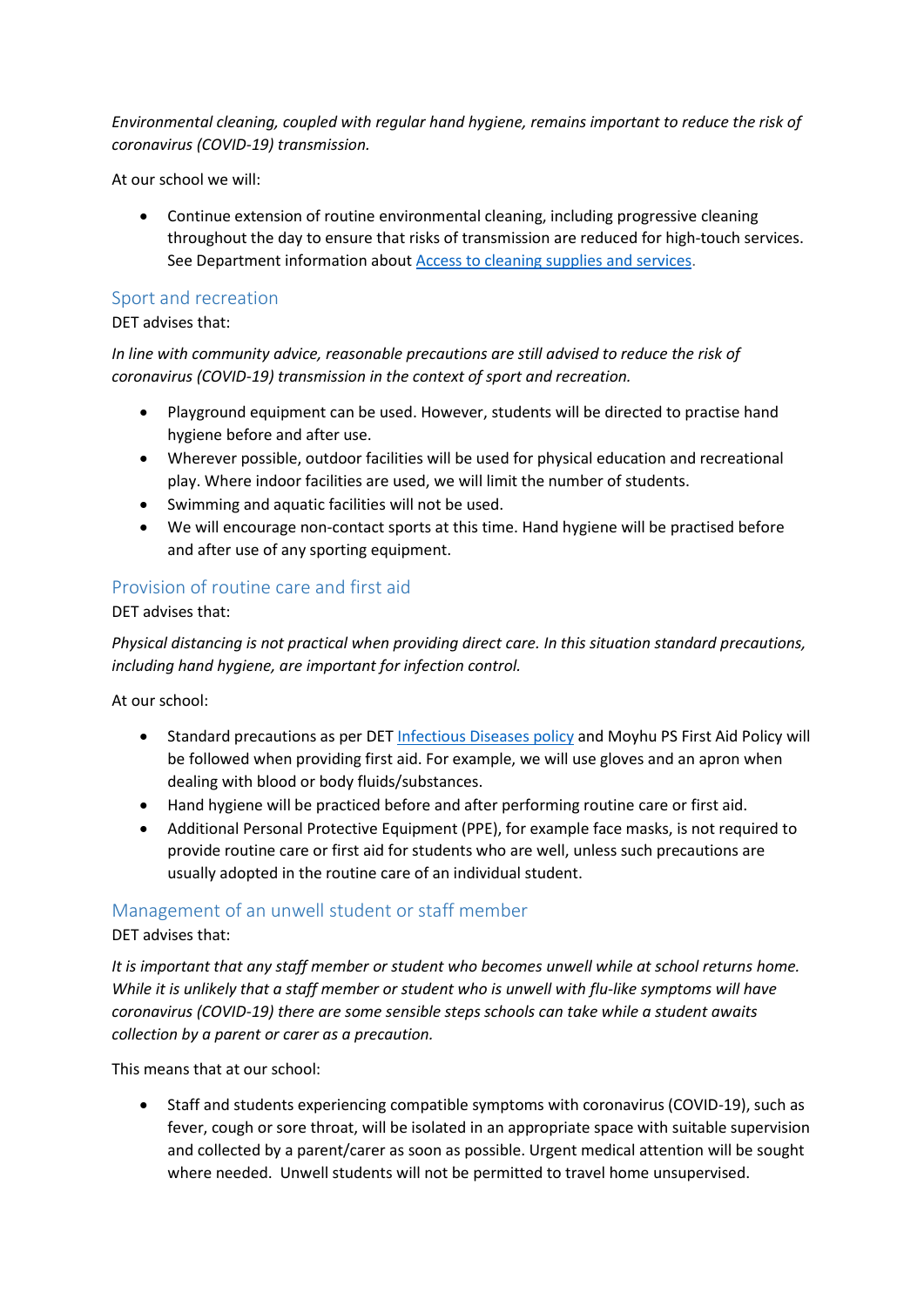*Environmental cleaning, coupled with regular hand hygiene, remains important to reduce the risk of coronavirus (COVID-19) transmission.*

At our school we will:

- Continue extension of routine environmental cleaning, including progressive cleaning throughout the day to ensure that risks of transmission are reduced for high-touch services. See Department information about [Access to cleaning supplies and services](#).

## Sport and recreation

DET advises that:

*In line with community advice, reasonable precautions are still advised to reduce the risk of coronavirus (COVID-19) transmission in the context of sport and recreation.*

- Playground equipment can be used. However, students will be directed to practise hand hygiene before and after use.
- Wherever possible, outdoor facilities will be used for physical education and recreational play. Where indoor facilities are used, we will limit the number of students.
- Swimming and aquatic facilities will not be used.
- We will encourage non-contact sports at this time. Hand hygiene will be practised before and after use of any sporting equipment.

## Provision of routine care and first aid

DET advises that:

*Physical distancing is not practical when providing direct care. In this situation standard precautions, including hand hygiene, are important for infection control.*

At our school:

- Standard precautions as per DET [Infectious Diseases policy](#) and Moyhu PS First Aid Policy will be followed when providing first aid. For example, we will use gloves and an apron when dealing with blood or body fluids/substances.
- Hand hygiene will be practiced before and after performing routine care or first aid.
- Additional Personal Protective Equipment (PPE), for example face masks, is not required to provide routine care or first aid for students who are well, unless such precautions are usually adopted in the routine care of an individual student.

## Management of an unwell student or staff member

DET advises that:

*It is important that any staff member or student who becomes unwell while at school returns home. While it is unlikely that a staff member or student who is unwell with flu-like symptoms will have coronavirus (COVID-19) there are some sensible steps schools can take while a student awaits collection by a parent or carer as a precaution.*

This means that at our school:

- Staff and students experiencing compatible symptoms with coronavirus (COVID-19), such as fever, cough or sore throat, will be isolated in an appropriate space with suitable supervision and collected by a parent/carer as soon as possible. Urgent medical attention will be sought where needed. Unwell students will not be permitted to travel home unsupervised.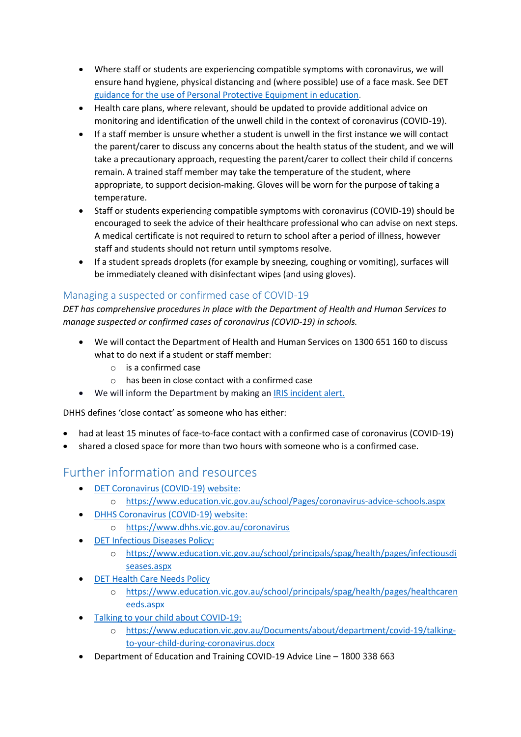- Where staff or students are experiencing compatible symptoms with coronavirus, we will ensure hand hygiene, physical distancing and (where possible) use of a face mask. See DET [guidance for the use of Personal Protective Equipment in education](#).
- Health care plans, where relevant, should be updated to provide additional advice on monitoring and identification of the unwell child in the context of coronavirus (COVID-19).
- If a staff member is unsure whether a student is unwell in the first instance we will contact the parent/carer to discuss any concerns about the health status of the student, and we will take a precautionary approach, requesting the parent/carer to collect their child if concerns remain. A trained staff member may take the temperature of the student, where appropriate, to support decision-making. Gloves will be worn for the purpose of taking a temperature.
- Staff or students experiencing compatible symptoms with coronavirus (COVID-19) should be encouraged to seek the advice of their healthcare professional who can advise on next steps. A medical certificate is not required to return to school after a period of illness, however staff and students should not return until symptoms resolve.
- If a student spreads droplets (for example by sneezing, coughing or vomiting), surfaces will be immediately cleaned with disinfectant wipes (and using gloves).

### Managing a suspected or confirmed case of COVID-19

*DET has comprehensive procedures in place with the Department of Health and Human Services to manage suspected or confirmed cases of coronavirus (COVID-19) in schools.*

- We will contact the Department of Health and Human Services on 1300 651 160 to discuss what to do next if a student or staff member:
  - is a confirmed case
  - has been in close contact with a confirmed case
- We will inform the Department by making an [IRIS incident alert.](#)

DHHS defines 'close contact' as someone who has either:

- had at least 15 minutes of face-to-face contact with a confirmed case of coronavirus (COVID-19)
- shared a closed space for more than two hours with someone who is a confirmed case.

## Further information and resources

- DET Coronavirus (COVID-19) website:
  - https://www.education.vic.gov.au/school/Pages/coronavirus-advice-schools.aspx
- DHHS Coronavirus (COVID-19) website:
  - https://www.dhhs.vic.gov.au/coronavirus
- DET Infectious Diseases Policy:
  - https://www.education.vic.gov.au/school/principals/spag/health/pages/infectiousdiseases.aspx
- DET Health Care Needs Policy
  - https://www.education.vic.gov.au/school/principals/spag/health/pages/healthcareneeds.aspx
- Talking to your child about COVID-19:
  - https://www.education.vic.gov.au/Documents/about/department/covid-19/talking-to-your-child-during-coronavirus.docx
- Department of Education and Training COVID-19 Advice Line – 1800 338 663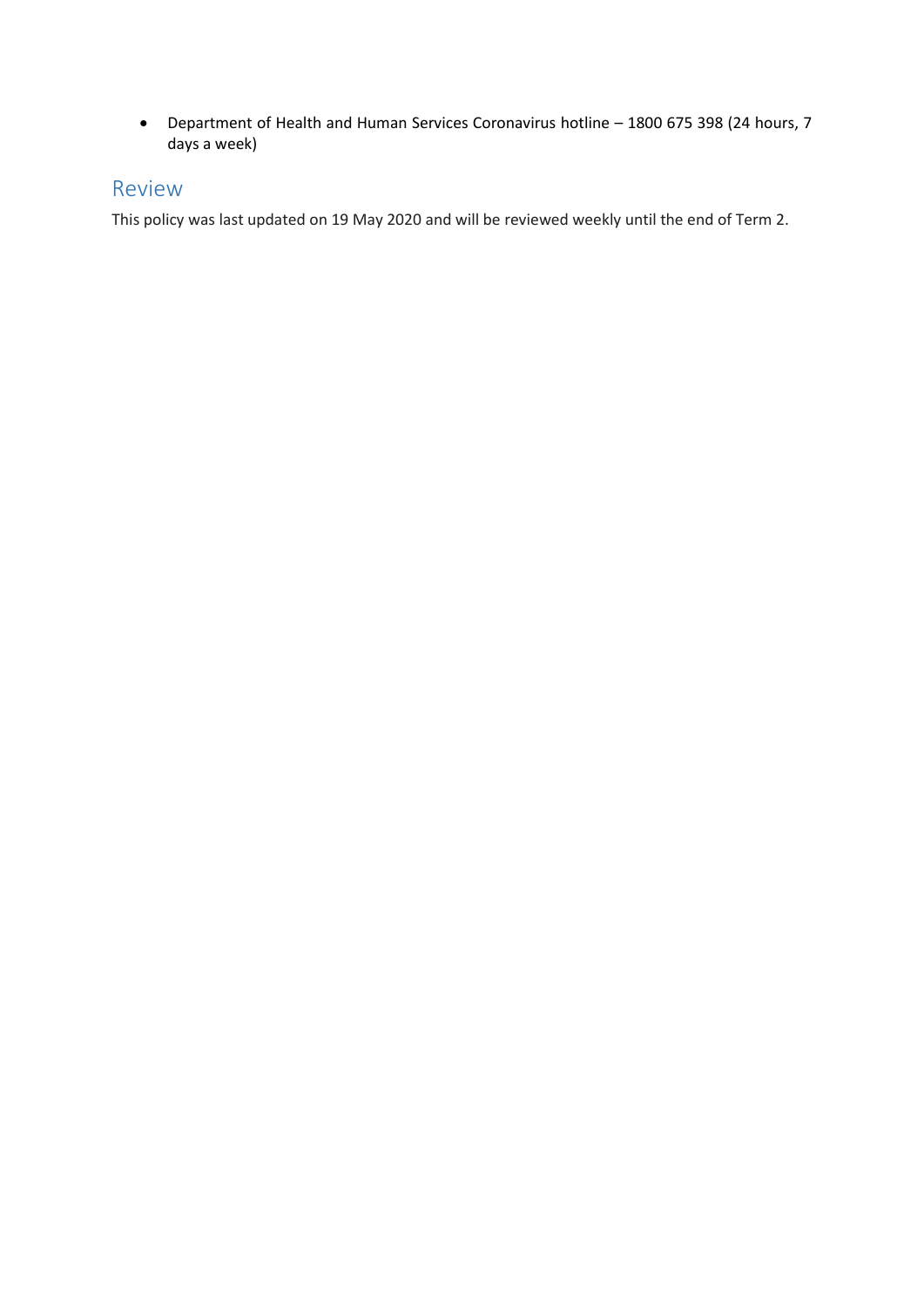- Department of Health and Human Services Coronavirus hotline – 1800 675 398 (24 hours, 7 days a week)

## Review

This policy was last updated on 19 May 2020 and will be reviewed weekly until the end of Term 2.